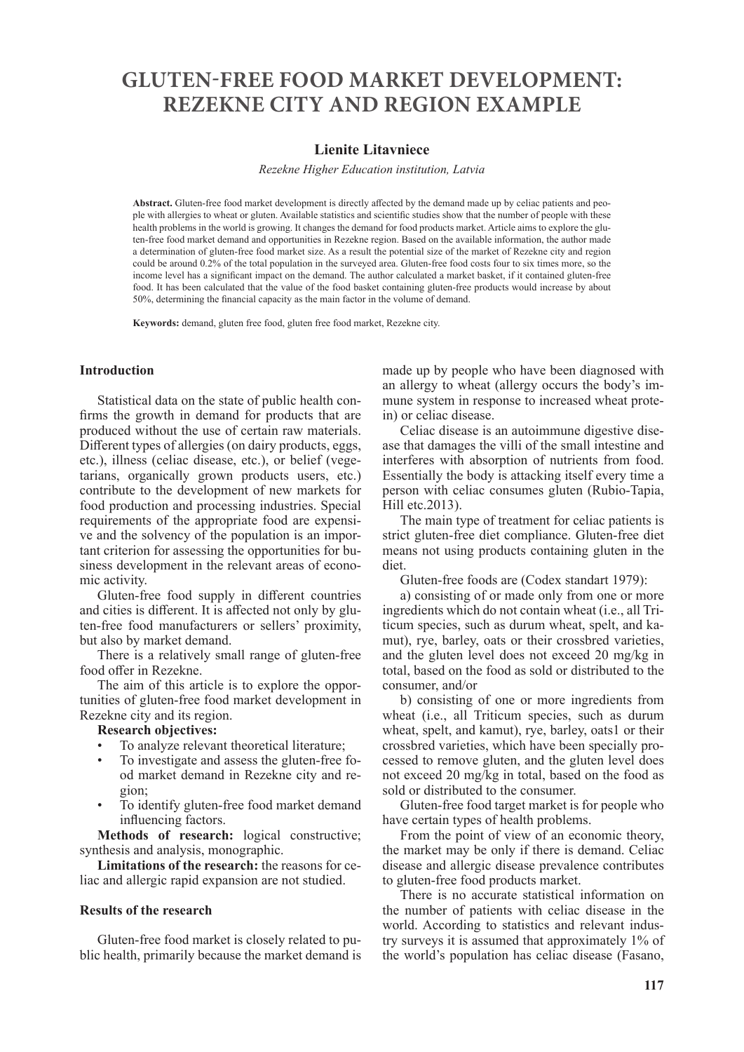# GLUTEN-FREE FOOD MARKET DEVELOPMENT: REZEKNE CITY AND REGION EXAMPLE

**Lienite Litavniece**

*Rezekne Higher Education institution, Latvia*

**Abstract.** Gluten-free food market development is directly affected by the demand made up by celiac patients and people with allergies to wheat or gluten. Available statistics and scientific studies show that the number of people with these health problems in the world is growing. It changes the demand for food products market. Article aims to explore the gluten-free food market demand and opportunities in Rezekne region. Based on the available information, the author made a determination of gluten-free food market size. As a result the potential size of the market of Rezekne city and region could be around 0.2% of the total population in the surveyed area. Gluten-free food costs four to six times more, so the income level has a significant impact on the demand. The author calculated a market basket, if it contained gluten-free food. It has been calculated that the value of the food basket containing gluten-free products would increase by about 50%, determining the financial capacity as the main factor in the volume of demand.

**Keywords:** demand, gluten free food, gluten free food market, Rezekne city.

## Introduction

Statistical data on the state of public health confirms the growth in demand for products that are produced without the use of certain raw materials. Different types of allergies (on dairy products, eggs, etc.), illness (celiac disease, etc.), or belief (vegetarians, organically grown products users, etc.) contribute to the development of new markets for food production and processing industries. Special requirements of the appropriate food are expensive and the solvency of the population is an important criterion for assessing the opportunities for business development in the relevant areas of economic activity.

Gluten-free food supply in different countries and cities is different. It is affected not only by gluten-free food manufacturers or sellers' proximity, but also by market demand.

There is a relatively small range of gluten-free food offer in Rezekne.

The aim of this article is to explore the opportunities of gluten-free food market development in Rezekne city and its region.

**Research objectives:**

- To analyze relevant theoretical literature;
- To investigate and assess the gluten-free food market demand in Rezekne city and region;
- To identify gluten-free food market demand influencing factors.

**Methods of research:** logical constructive; synthesis and analysis, monographic.

**Limitations of the research:** the reasons for celiac and allergic rapid expansion are not studied.

## Results of the research

Gluten-free food market is closely related to public health, primarily because the market demand is made up by people who have been diagnosed with an allergy to wheat (allergy occurs the body's immune system in response to increased wheat protein) or celiac disease.

Celiac disease is an autoimmune digestive disease that damages the villi of the small intestine and interferes with absorption of nutrients from food. Essentially the body is attacking itself every time a person with celiac consumes gluten (Rubio-Tapia, Hill etc.2013).

The main type of treatment for celiac patients is strict gluten-free diet compliance. Gluten-free diet means not using products containing gluten in the diet.

Gluten-free foods are (Codex standart 1979):

a) consisting of or made only from one or more ingredients which do not contain wheat (i.e., all Triticum species, such as durum wheat, spelt, and kamut), rye, barley, oats or their crossbred varieties, and the gluten level does not exceed 20 mg/kg in total, based on the food as sold or distributed to the consumer, and/or

b) consisting of one or more ingredients from wheat (i.e., all Triticum species, such as durum wheat, spelt, and kamut), rye, barley, oats1 or their crossbred varieties, which have been specially processed to remove gluten, and the gluten level does not exceed 20 mg/kg in total, based on the food as sold or distributed to the consumer.

Gluten-free food target market is for people who have certain types of health problems.

From the point of view of an economic theory, the market may be only if there is demand. Celiac disease and allergic disease prevalence contributes to gluten-free food products market.

There is no accurate statistical information on the number of patients with celiac disease in the world. According to statistics and relevant industry surveys it is assumed that approximately 1% of the world's population has celiac disease (Fasano,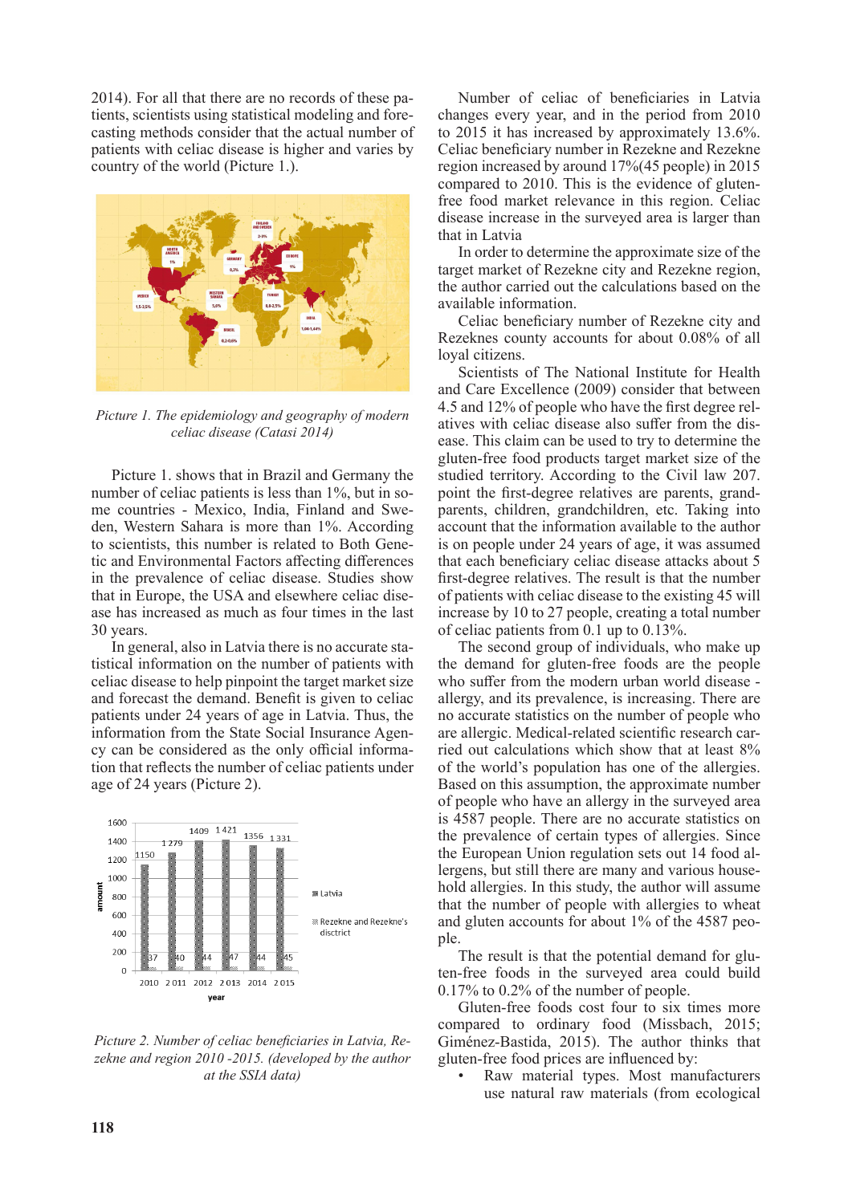2014). For all that there are no records of these patients, scientists using statistical modeling and forecasting methods consider that the actual number of patients with celiac disease is higher and varies by country of the world (Picture 1.).

*Picture 1. The epidemiology and geography of modern celiac disease (Catasi 2014)*

Picture 1. shows that in Brazil and Germany the number of celiac patients is less than 1%, but in some countries - Mexico, India, Finland and Sweden, Western Sahara is more than 1%. According to scientists, this number is related to Both Genetic and Environmental Factors affecting differences in the prevalence of celiac disease. Studies show that in Europe, the USA and elsewhere celiac disease has increased as much as four times in the last 30 years.

In general, also in Latvia there is no accurate statistical information on the number of patients with celiac disease to help pinpoint the target market size and forecast the demand. Benefit is given to celiac patients under 24 years of age in Latvia. Thus, the information from the State Social Insurance Agency can be considered as the only official information that reflects the number of celiac patients under age of 24 years (Picture 2).

*Picture 2. Number of celiac beneficiaries in Latvia, Rezekne and region 2010 -2015. (developed by the author at the SSIA data)*

Number of celiac of beneficiaries in Latvia changes every year, and in the period from 2010 to 2015 it has increased by approximately 13.6%. Celiac beneficiary number in Rezekne and Rezekne region increased by around 17%(45 people) in 2015 compared to 2010. This is the evidence of gluten-free food market relevance in this region. Celiac disease increase in the surveyed area is larger than that in Latvia

In order to determine the approximate size of the target market of Rezekne city and Rezekne region, the author carried out the calculations based on the available information.

Celiac beneficiary number of Rezekne city and Rezeknes county accounts for about 0.08% of all loyal citizens.

Scientists of The National Institute for Health and Care Excellence (2009) consider that between 4.5 and 12% of people who have the first degree relatives with celiac disease also suffer from the disease. This claim can be used to try to determine the gluten-free food products target market size of the studied territory. According to the Civil law 207. point the first-degree relatives are parents, grandparents, children, grandchildren, etc. Taking into account that the information available to the author is on people under 24 years of age, it was assumed that each beneficiary celiac disease attacks about 5 first-degree relatives. The result is that the number of patients with celiac disease to the existing 45 will increase by 10 to 27 people, creating a total number of celiac patients from 0.1 up to 0.13%.

The second group of individuals, who make up the demand for gluten-free foods are the people who suffer from the modern urban world disease - allergy, and its prevalence, is increasing. There are no accurate statistics on the number of people who are allergic. Medical-related scientific research carried out calculations which show that at least 8% of the world's population has one of the allergies. Based on this assumption, the approximate number of people who have an allergy in the surveyed area is 4587 people. There are no accurate statistics on the prevalence of certain types of allergies. Since the European Union regulation sets out 14 food allergens, but still there are many and various household allergies. In this study, the author will assume that the number of people with allergies to wheat and gluten accounts for about 1% of the 4587 people.

The result is that the potential demand for gluten-free foods in the surveyed area could build 0.17% to 0.2% of the number of people.

Gluten-free foods cost four to six times more compared to ordinary food (Missbach, 2015; Giménez-Bastida, 2015). The author thinks that gluten-free food prices are influenced by:

- Raw material types. Most manufacturers use natural raw materials (from ecological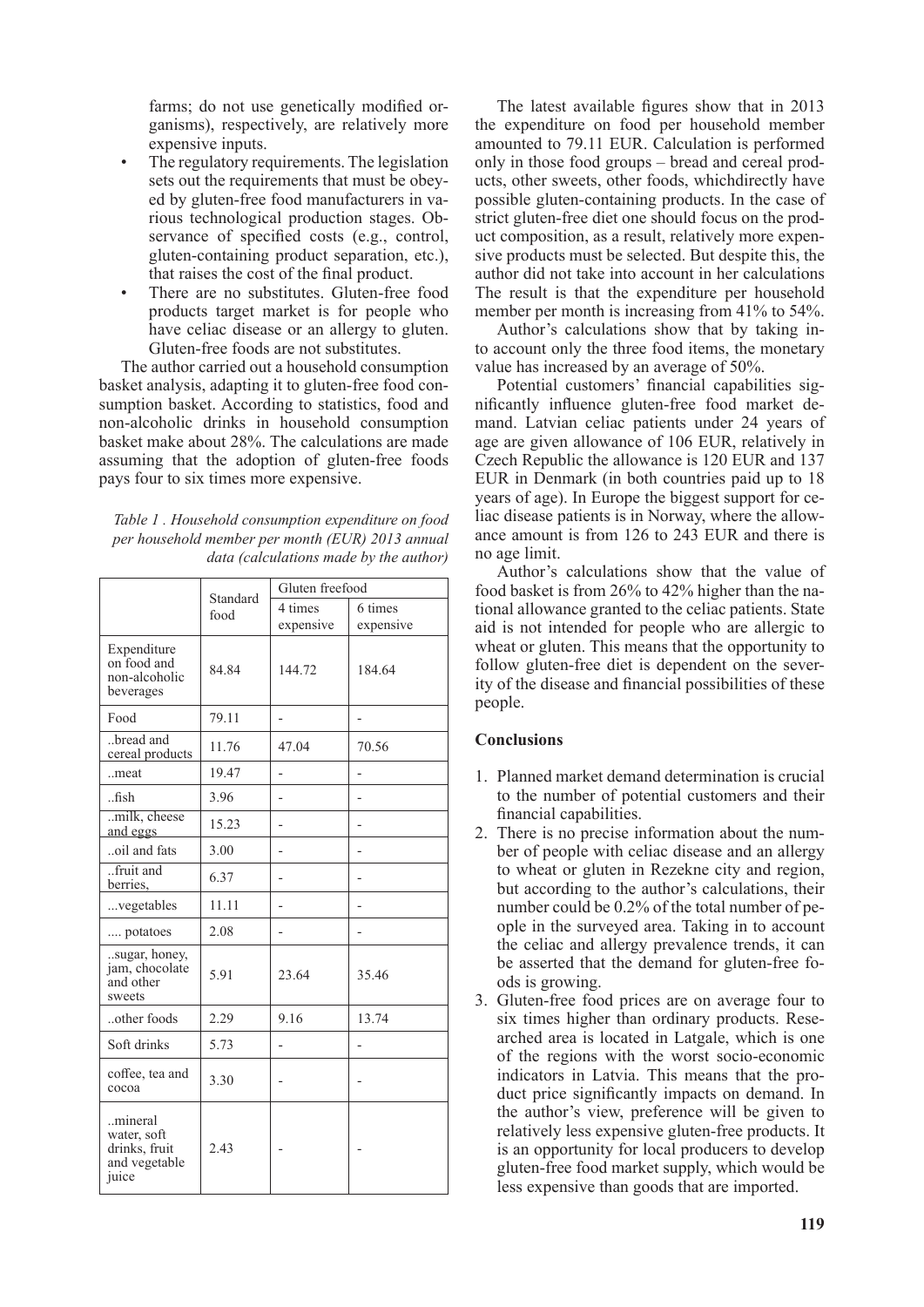farms; do not use genetically modified organisms), respectively, are relatively more expensive inputs.

- The regulatory requirements. The legislation sets out the requirements that must be obeyed by gluten-free food manufacturers in various technological production stages. Observance of specified costs (e.g., control, gluten-containing product separation, etc.), that raises the cost of the final product.
- There are no substitutes. Gluten-free food products target market is for people who have celiac disease or an allergy to gluten. Gluten-free foods are not substitutes.

The author carried out a household consumption basket analysis, adapting it to gluten-free food consumption basket. According to statistics, food and non-alcoholic drinks in household consumption basket make about 28%. The calculations are made assuming that the adoption of gluten-free foods pays four to six times more expensive.

*Table 1 . Household consumption expenditure on food per household member per month (EUR) 2013 annual data (calculations made by the author)*

| | Standard food | Gluten freefood | |
|---|---|---|---|
| | | 4 times expensive | 6 times expensive |
| Expenditure on food and non-alcoholic beverages | 84.84 | 144.72 | 184.64 |
| Food | 79.11 | - | - |
| ..bread and cereal products | 11.76 | 47.04 | 70.56 |
| ..meat | 19.47 | - | - |
| ..fish | 3.96 | - | - |
| ..milk, cheese and eggs | 15.23 | - | - |
| ..oil and fats | 3.00 | - | - |
| ..fruit and berries, | 6.37 | - | - |
| ...vegetables | 11.11 | - | - |
| .... potatoes | 2.08 | - | - |
| ..sugar, honey, jam, chocolate and other sweets | 5.91 | 23.64 | 35.46 |
| ..other foods | 2.29 | 9.16 | 13.74 |
| Soft drinks | 5.73 | - | - |
| coffee, tea and cocoa | 3.30 | - | - |
| ..mineral water, soft drinks, fruit and vegetable juice | 2.43 | - | - |

The latest available figures show that in 2013 the expenditure on food per household member amounted to 79.11 EUR. Calculation is performed only in those food groups – bread and cereal products, other sweets, other foods, whichdirectly have possible gluten-containing products. In the case of strict gluten-free diet one should focus on the product composition, as a result, relatively more expensive products must be selected. But despite this, the author did not take into account in her calculations The result is that the expenditure per household member per month is increasing from 41% to 54%.

Author's calculations show that by taking into account only the three food items, the monetary value has increased by an average of 50%.

Potential customers' financial capabilities significantly influence gluten-free food market demand. Latvian celiac patients under 24 years of age are given allowance of 106 EUR, relatively in Czech Republic the allowance is 120 EUR and 137 EUR in Denmark (in both countries paid up to 18 years of age). In Europe the biggest support for celiac disease patients is in Norway, where the allowance amount is from 126 to 243 EUR and there is no age limit.

Author's calculations show that the value of food basket is from 26% to 42% higher than the national allowance granted to the celiac patients. State aid is not intended for people who are allergic to wheat or gluten. This means that the opportunity to follow gluten-free diet is dependent on the severity of the disease and financial possibilities of these people.

## Conclusions

1. Planned market demand determination is crucial to the number of potential customers and their financial capabilities.
2. There is no precise information about the number of people with celiac disease and an allergy to wheat or gluten in Rezekne city and region, but according to the author's calculations, their number could be 0.2% of the total number of people in the surveyed area. Taking in to account the celiac and allergy prevalence trends, it can be asserted that the demand for gluten-free foods is growing.
3. Gluten-free food prices are on average four to six times higher than ordinary products. Researched area is located in Latgale, which is one of the regions with the worst socio-economic indicators in Latvia. This means that the product price significantly impacts on demand. In the author's view, preference will be given to relatively less expensive gluten-free products. It is an opportunity for local producers to develop gluten-free food market supply, which would be less expensive than goods that are imported.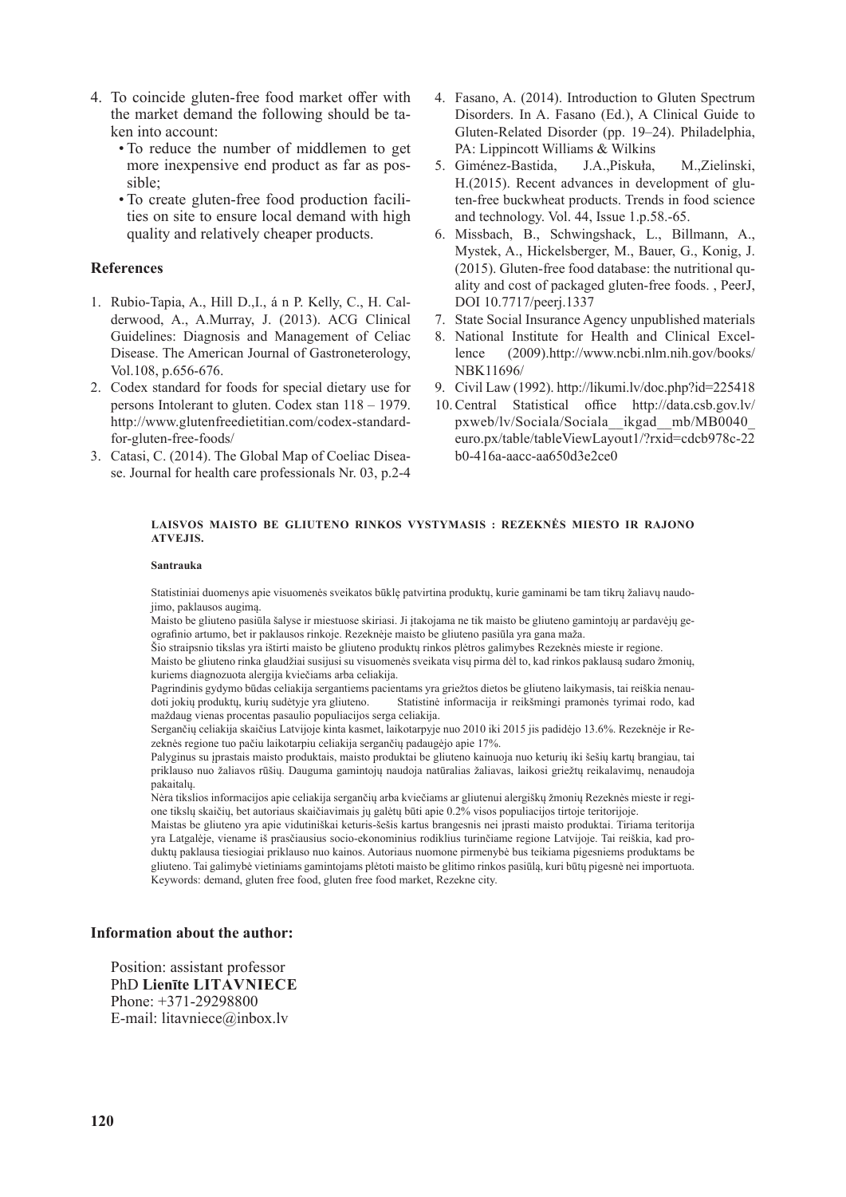4. To coincide gluten-free food market offer with the market demand the following should be taken into account:
   - To reduce the number of middlemen to get more inexpensive end product as far as possible;
   - To create gluten-free food production facilities on site to ensure local demand with high quality and relatively cheaper products.

## References

1. Rubio-Tapia, A., Hill D.,I., á n P. Kelly, C., H. Calderwood, A., A.Murray, J. (2013). ACG Clinical Guidelines: Diagnosis and Management of Celiac Disease. The American Journal of Gastroneterology, Vol.108, p.656-676.
2. Codex standard for foods for special dietary use for persons Intolerant to gluten. Codex stan 118 – 1979. http://www.glutenfreedietitian.com/codex-standard-for-gluten-free-foods/
3. Catasi, C. (2014). The Global Map of Coeliac Disease. Journal for health care professionals Nr. 03, p.2-4
4. Fasano, A. (2014). Introduction to Gluten Spectrum Disorders. In A. Fasano (Ed.), A Clinical Guide to Gluten-Related Disorder (pp. 19–24). Philadelphia, PA: Lippincott Williams & Wilkins
5. Giménez-Bastida, J.A.,Piskuła, M.,Zielinski, H.(2015). Recent advances in development of gluten-free buckwheat products. Trends in food science and technology. Vol. 44, Issue 1.p.58.-65.
6. Missbach, B., Schwingshack, L., Billmann, A., Mystek, A., Hickelsberger, M., Bauer, G., Konig, J. (2015). Gluten-free food database: the nutritional quality and cost of packaged gluten-free foods. , PeerJ, DOI 10.7717/peerj.1337
7. State Social Insurance Agency unpublished materials
8. National Institute for Health and Clinical Excellence (2009).http://www.ncbi.nlm.nih.gov/books/NBK11696/
9. Civil Law (1992). http://likumi.lv/doc.php?id=225418
10. Central Statistical office http://data.csb.gov.lv/pxweb/lv/Sociala/Sociala__ikgad__mb/MB0040_euro.px/table/tableViewLayout1/?rxid=cdcb978c-22b0-416a-aacc-aa650d3e2ce0

**LAISVOS MAISTO BE GLIUTENO RINKOS VYSTYMASIS : REZEKNĖS MIESTO IR RAJONO ATVEJIS.**

**Santrauka**

Statistiniai duomenys apie visuomenės sveikatos būklę patvirtina produktų, kurie gaminami be tam tikrų žaliavų naudojimo, paklausos augimą.

Maisto be gliuteno pasiūla šalyse ir miestuose skiriasi. Ji įtakojama ne tik maisto be gliuteno gamintojų ar pardavėjų geografinio artumo, bet ir paklausos rinkoje. Rezeknėje maisto be gliuteno pasiūla yra gana maža.

Šio straipsnio tikslas yra ištirti maisto be gliuteno produktų rinkos plėtros galimybes Rezeknės mieste ir regione.

Maisto be gliuteno rinka glaudžiai susijusi su visuomenės sveikata visų pirma dėl to, kad rinkos paklausą sudaro žmonių, kuriems diagnozuota alergija kviečiams arba celiakija.

Pagrindinis gydymo būdas celiakija sergantiems pacientams yra griežtos dietos be gliuteno laikymasis, tai reiškia nenaudoti jokių produktų, kurių sudėtyje yra gliuteno. Statistinė informacija ir reikšmingi pramonės tyrimai rodo, kad maždaug vienas procentas pasaulio populiacijos serga celiakija.

Sergančių celiakija skaičius Latvijoje kinta kasmet, laikotarpyje nuo 2010 iki 2015 jis padidėjo 13.6%. Rezeknėje ir Rezeknės regione tuo pačiu laikotarpiu celiakija sergančių padaugėjo apie 17%.

Palyginus su įprastais maisto produktais, maisto produktai be gliuteno kainuoja nuo keturių iki šešių kartų brangiau, tai priklauso nuo žaliavos rūšių. Dauguma gamintojų naudoja natūralias žaliavas, laikosi griežtų reikalavimų, nenaudoja pakaitalų.

Nėra tikslios informacijos apie celiakija sergančių arba kviečiams ar gliutenui alergiškų žmonių Rezeknės mieste ir regione tikslų skaičių, bet autoriaus skaičiavimais jų galėtų būti apie 0.2% visos populiacijos tirtoje teritorijoje.

Maistas be gliuteno yra apie vidutiniškai keturis-šešis kartus brangesnis nei įprasti maisto produktai. Tiriama teritorija yra Latgalėje, viename iš prasčiausius socio-ekonominius rodiklius turinčiame regione Latvijoje. Tai reiškia, kad produktų paklausa tiesiogiai priklauso nuo kainos. Autoriaus nuomone pirmenybė bus teikiama pigesniems produktams be gliuteno. Tai galimybė vietiniams gamintojams plėtoti maisto be glitimo rinkos pasiūlą, kuri būtų pigesnė nei importuota.

Keywords: demand, gluten free food, gluten free food market, Rezekne city.

**Information about the author:**

Position: assistant professor
PhD **Lienīte LITAVNIECE**
Phone: +371-29298800
E-mail: litavniece@inbox.lv